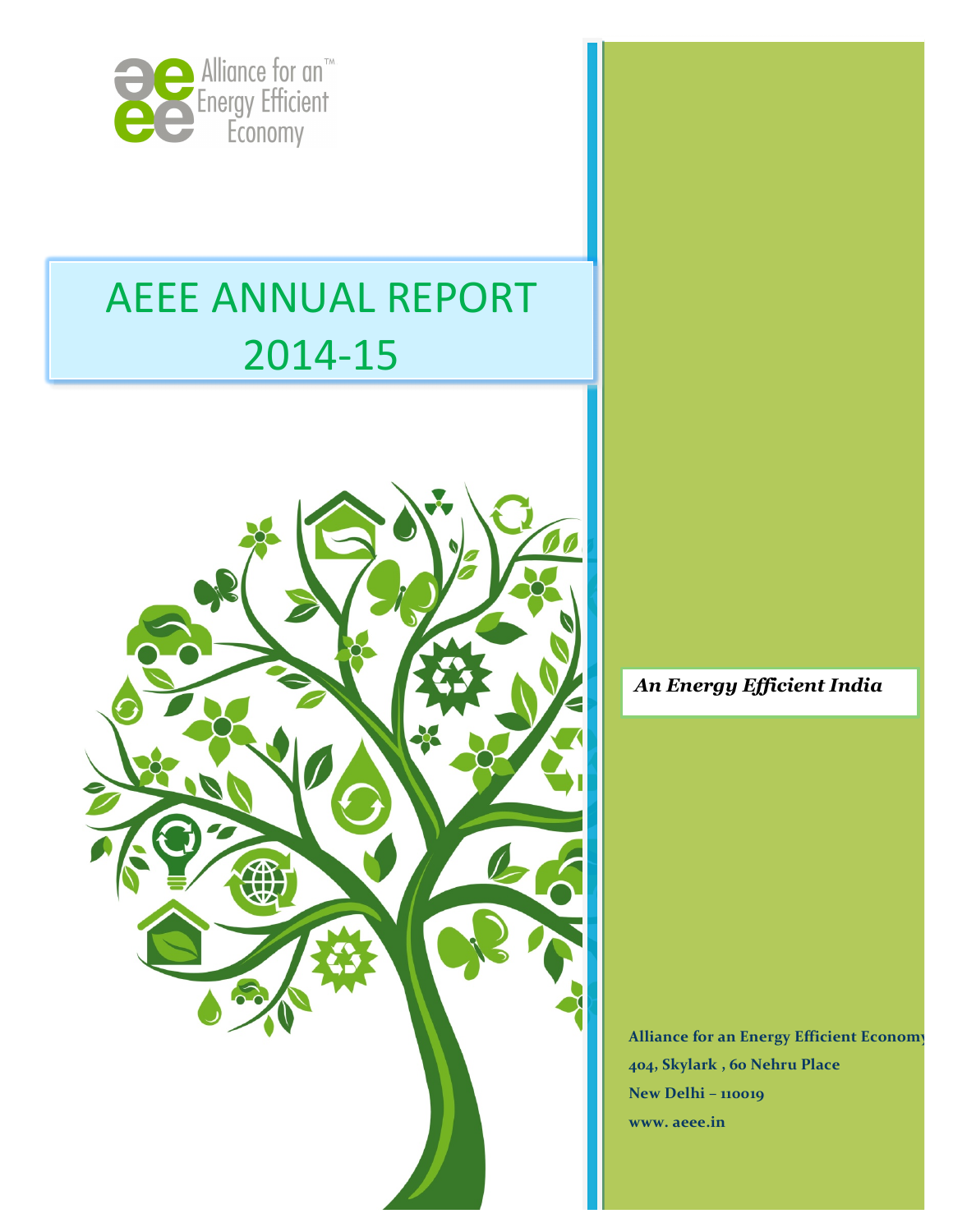Alliance for an Energy Efficient Economy™

# AEEE ANNUAL REPORT 2014-15

***An Energy Efficient India***

**Alliance for an Energy Efficient Economy**
**404, Skylark , 60 Nehru Place**
**New Delhi – 110019**
**www. aeee.in**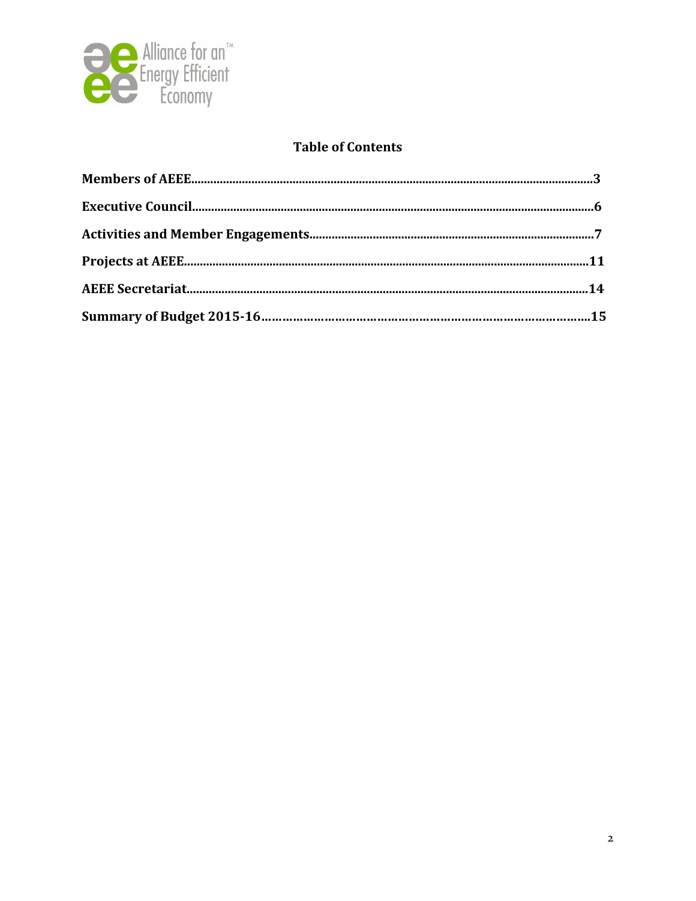## Table of Contents

**Members of AEEE**..........................................................................................................................**3**

**Executive Council**..........................................................................................................................**6**

**Activities and Member Engagements**..........................................................................................**7**

**Projects at AEEE**...........................................................................................................................**11**

**AEEE Secretariat**...........................................................................................................................**14**

**Summary of Budget 2015-16**.........................................................................................................**15**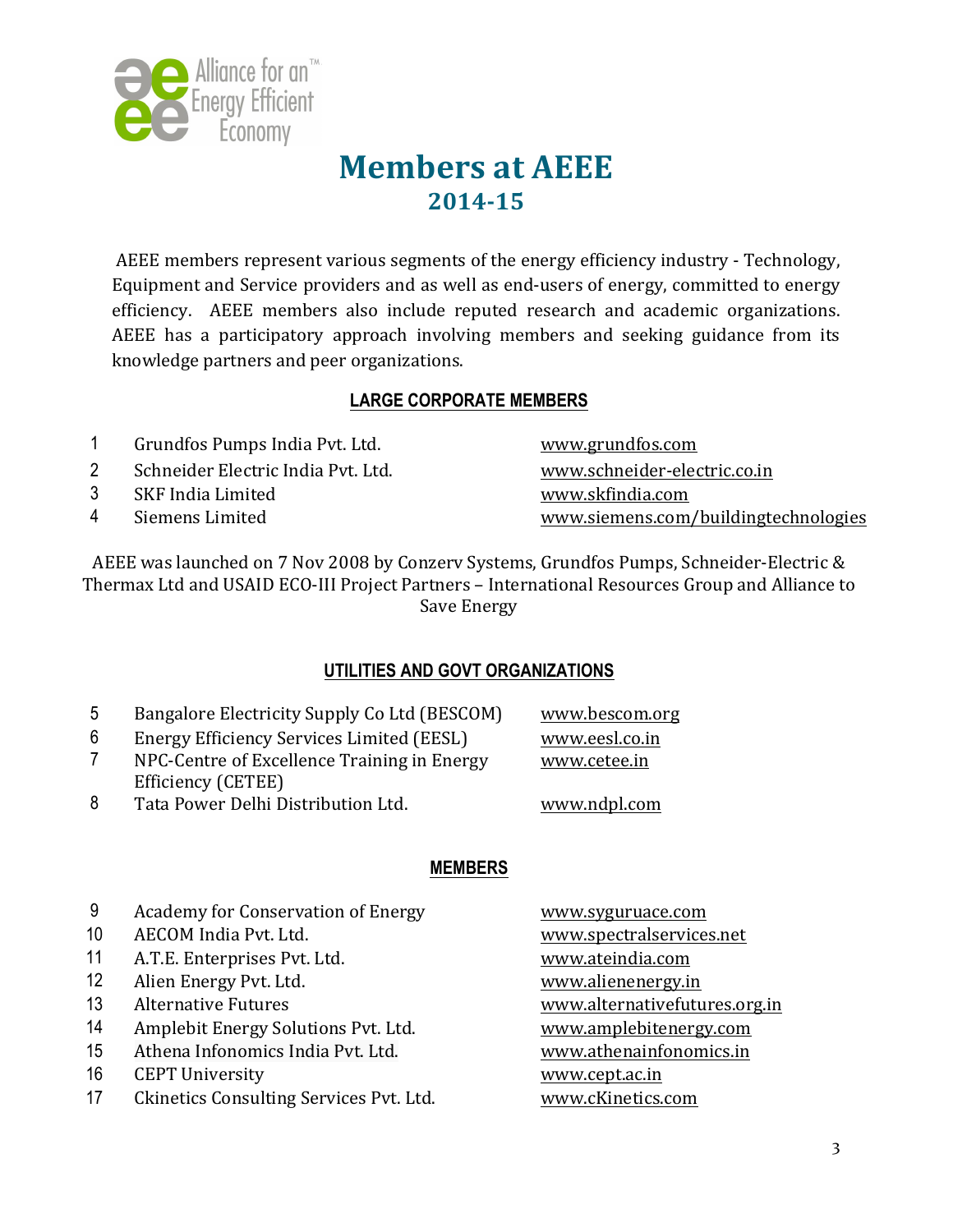# Members at AEEE
## 2014-15

AEEE members represent various segments of the energy efficiency industry - Technology, Equipment and Service providers and as well as end-users of energy, committed to energy efficiency. AEEE members also include reputed research and academic organizations. AEEE has a participatory approach involving members and seeking guidance from its knowledge partners and peer organizations.

### LARGE CORPORATE MEMBERS

| | | |
|---|---|---|
| 1 | Grundfos Pumps India Pvt. Ltd. | www.grundfos.com |
| 2 | Schneider Electric India Pvt. Ltd. | www.schneider-electric.co.in |
| 3 | SKF India Limited | www.skfindia.com |
| 4 | Siemens Limited | www.siemens.com/buildingtechnologies |

AEEE was launched on 7 Nov 2008 by Conzerv Systems, Grundfos Pumps, Schneider-Electric & Thermax Ltd and USAID ECO-III Project Partners – International Resources Group and Alliance to Save Energy

### UTILITIES AND GOVT ORGANIZATIONS

| | | |
|---|---|---|
| 5 | Bangalore Electricity Supply Co Ltd (BESCOM) | www.bescom.org |
| 6 | Energy Efficiency Services Limited (EESL) | www.eesl.co.in |
| 7 | NPC-Centre of Excellence Training in Energy Efficiency (CETEE) | www.cetee.in |
| 8 | Tata Power Delhi Distribution Ltd. | www.ndpl.com |

### MEMBERS

| | | |
|---|---|---|
| 9 | Academy for Conservation of Energy | www.syguruace.com |
| 10 | AECOM India Pvt. Ltd. | www.spectralservices.net |
| 11 | A.T.E. Enterprises Pvt. Ltd. | www.ateindia.com |
| 12 | Alien Energy Pvt. Ltd. | www.alienenergy.in |
| 13 | Alternative Futures | www.alternativefutures.org.in |
| 14 | Amplebit Energy Solutions Pvt. Ltd. | www.amplebitenergy.com |
| 15 | Athena Infonomics India Pvt. Ltd. | www.athenainfonomics.in |
| 16 | CEPT University | www.cept.ac.in |
| 17 | Ckinetics Consulting Services Pvt. Ltd. | www.cKinetics.com |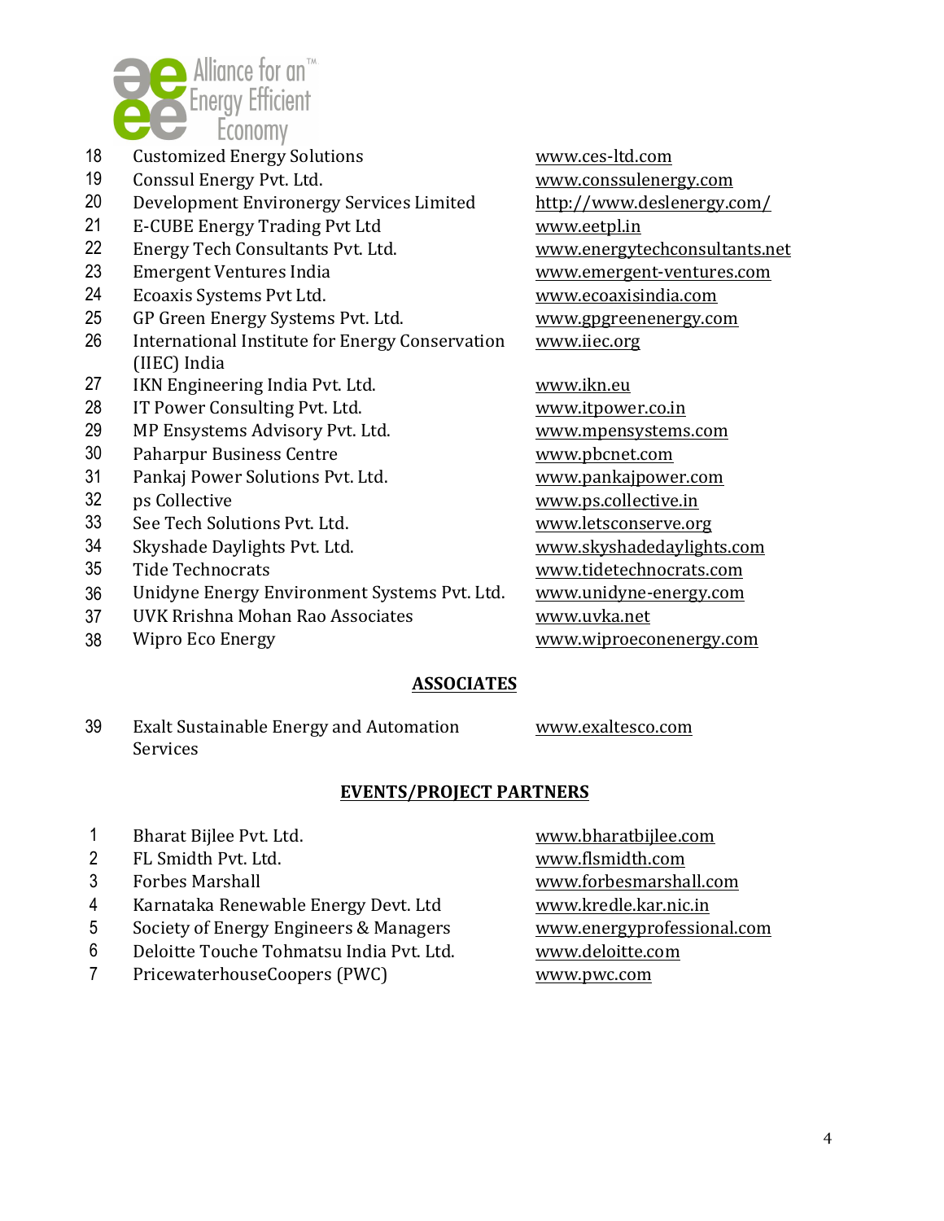| | | |
|---|---|---|
| 18 | Customized Energy Solutions | www.ces-ltd.com |
| 19 | Conssul Energy Pvt. Ltd. | www.conssulenergy.com |
| 20 | Development Environergy Services Limited | http://www.deslenergy.com/ |
| 21 | E-CUBE Energy Trading Pvt Ltd | www.eetpl.in |
| 22 | Energy Tech Consultants Pvt. Ltd. | www.energytechconsultants.net |
| 23 | Emergent Ventures India | www.emergent-ventures.com |
| 24 | Ecoaxis Systems Pvt Ltd. | www.ecoaxisindia.com |
| 25 | GP Green Energy Systems Pvt. Ltd. | www.gpgreenenergy.com |
| 26 | International Institute for Energy Conservation (IIEC) India | www.iiec.org |
| 27 | IKN Engineering India Pvt. Ltd. | www.ikn.eu |
| 28 | IT Power Consulting Pvt. Ltd. | www.itpower.co.in |
| 29 | MP Ensystems Advisory Pvt. Ltd. | www.mpensystems.com |
| 30 | Paharpur Business Centre | www.pbcnet.com |
| 31 | Pankaj Power Solutions Pvt. Ltd. | www.pankajpower.com |
| 32 | ps Collective | www.ps.collective.in |
| 33 | See Tech Solutions Pvt. Ltd. | www.letsconserve.org |
| 34 | Skyshade Daylights Pvt. Ltd. | www.skyshadedaylights.com |
| 35 | Tide Technocrats | www.tidetechnocrats.com |
| 36 | Unidyne Energy Environment Systems Pvt. Ltd. | www.unidyne-energy.com |
| 37 | UVK Rrishna Mohan Rao Associates | www.uvka.net |
| 38 | Wipro Eco Energy | www.wiproeconenergy.com |

## ASSOCIATES

| | | |
|---|---|---|
| 39 | Exalt Sustainable Energy and Automation Services | www.exaltesco.com |

## EVENTS/PROJECT PARTNERS

| | | |
|---|---|---|
| 1 | Bharat Bijlee Pvt. Ltd. | www.bharatbijlee.com |
| 2 | FL Smidth Pvt. Ltd. | www.flsmidth.com |
| 3 | Forbes Marshall | www.forbesmarshall.com |
| 4 | Karnataka Renewable Energy Devt. Ltd | www.kredle.kar.nic.in |
| 5 | Society of Energy Engineers & Managers | www.energyprofessional.com |
| 6 | Deloitte Touche Tohmatsu India Pvt. Ltd. | www.deloitte.com |
| 7 | PricewaterhouseCoopers (PWC) | www.pwc.com |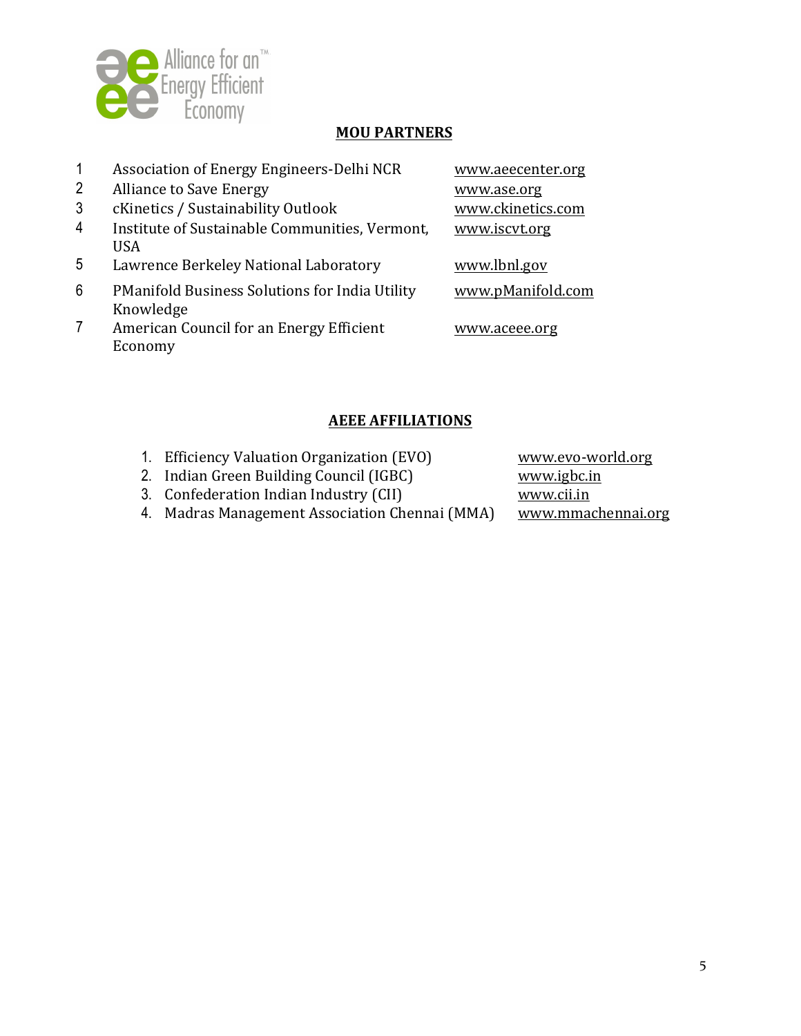## MOU PARTNERS

| # | Partner | Website |
|---|---|---|
| 1 | Association of Energy Engineers-Delhi NCR | www.aeecenter.org |
| 2 | Alliance to Save Energy | www.ase.org |
| 3 | cKinetics / Sustainability Outlook | www.ckinetics.com |
| 4 | Institute of Sustainable Communities, Vermont, USA | www.iscvt.org |
| 5 | Lawrence Berkeley National Laboratory | www.lbnl.gov |
| 6 | PManifold Business Solutions for India Utility Knowledge | www.pManifold.com |
| 7 | American Council for an Energy Efficient Economy | www.aceee.org |

## AEEE AFFILIATIONS

| # | Affiliation | Website |
|---|---|---|
| 1. | Efficiency Valuation Organization (EVO) | www.evo-world.org |
| 2. | Indian Green Building Council (IGBC) | www.igbc.in |
| 3. | Confederation Indian Industry (CII) | www.cii.in |
| 4. | Madras Management Association Chennai (MMA) | www.mmachennai.org |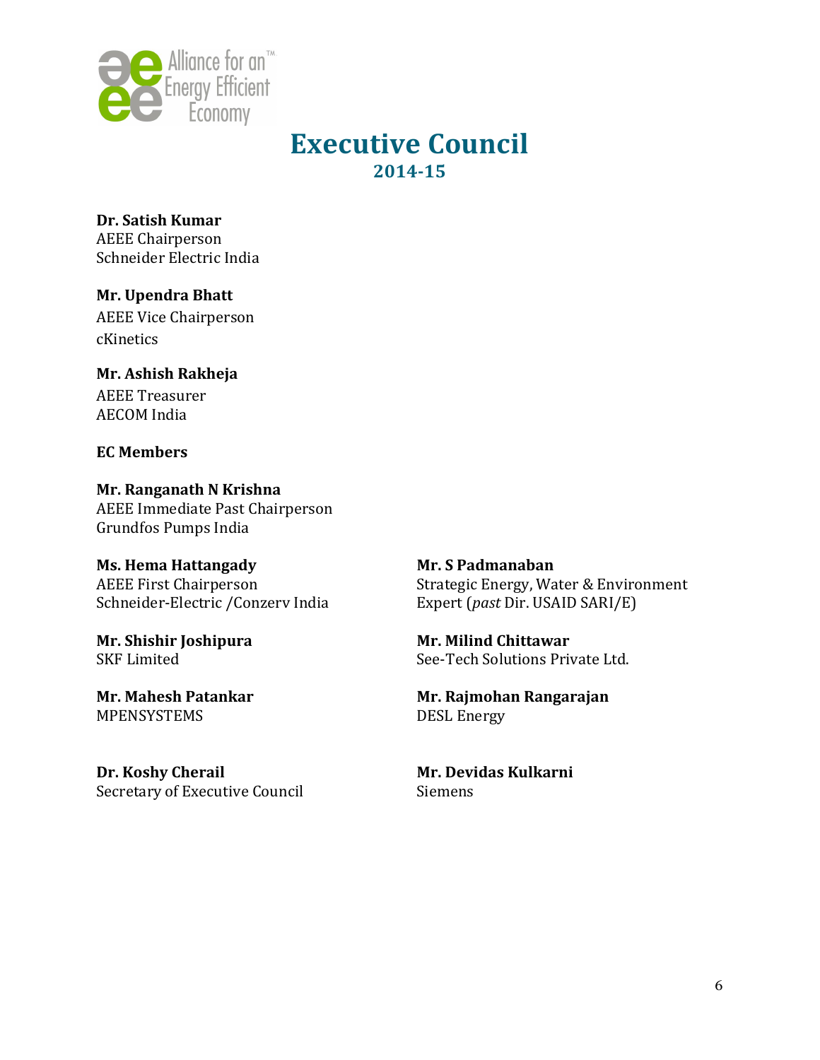# Executive Council

## 2014-15

**Dr. Satish Kumar**
AEEE Chairperson
Schneider Electric India

**Mr. Upendra Bhatt**
AEEE Vice Chairperson
cKinetics

**Mr. Ashish Rakheja**
AEEE Treasurer
AECOM India

**EC Members**

**Mr. Ranganath N Krishna**
AEEE Immediate Past Chairperson
Grundfos Pumps India

**Ms. Hema Hattangady**
AEEE First Chairperson
Schneider-Electric /Conzerv India

**Mr. Shishir Joshipura**
SKF Limited

**Mr. Mahesh Patankar**
MPENSYSTEMS

**Dr. Koshy Cherail**
Secretary of Executive Council

**Mr. S Padmanaban**
Strategic Energy, Water & Environment Expert (*past* Dir. USAID SARI/E)

**Mr. Milind Chittawar**
See-Tech Solutions Private Ltd.

**Mr. Rajmohan Rangarajan**
DESL Energy

**Mr. Devidas Kulkarni**
Siemens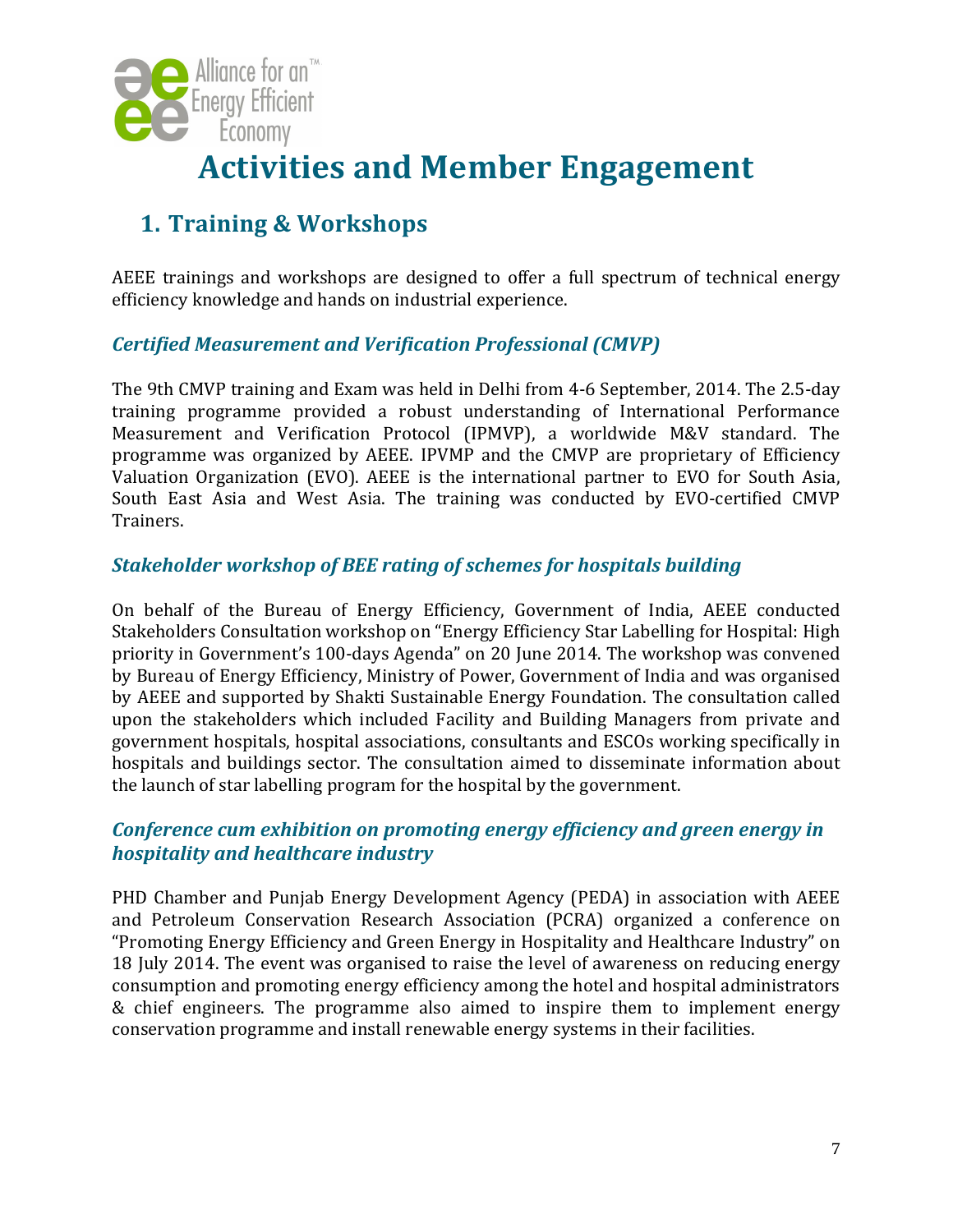# Activities and Member Engagement

## 1. Training & Workshops

AEEE trainings and workshops are designed to offer a full spectrum of technical energy efficiency knowledge and hands on industrial experience.

### *Certified Measurement and Verification Professional (CMVP)*

The 9th CMVP training and Exam was held in Delhi from 4-6 September, 2014. The 2.5-day training programme provided a robust understanding of International Performance Measurement and Verification Protocol (IPMVP), a worldwide M&V standard. The programme was organized by AEEE. IPVMP and the CMVP are proprietary of Efficiency Valuation Organization (EVO). AEEE is the international partner to EVO for South Asia, South East Asia and West Asia. The training was conducted by EVO-certified CMVP Trainers.

### *Stakeholder workshop of BEE rating of schemes for hospitals building*

On behalf of the Bureau of Energy Efficiency, Government of India, AEEE conducted Stakeholders Consultation workshop on "Energy Efficiency Star Labelling for Hospital: High priority in Government's 100-days Agenda" on 20 June 2014. The workshop was convened by Bureau of Energy Efficiency, Ministry of Power, Government of India and was organised by AEEE and supported by Shakti Sustainable Energy Foundation. The consultation called upon the stakeholders which included Facility and Building Managers from private and government hospitals, hospital associations, consultants and ESCOs working specifically in hospitals and buildings sector. The consultation aimed to disseminate information about the launch of star labelling program for the hospital by the government.

### *Conference cum exhibition on promoting energy efficiency and green energy in hospitality and healthcare industry*

PHD Chamber and Punjab Energy Development Agency (PEDA) in association with AEEE and Petroleum Conservation Research Association (PCRA) organized a conference on "Promoting Energy Efficiency and Green Energy in Hospitality and Healthcare Industry" on 18 July 2014. The event was organised to raise the level of awareness on reducing energy consumption and promoting energy efficiency among the hotel and hospital administrators & chief engineers. The programme also aimed to inspire them to implement energy conservation programme and install renewable energy systems in their facilities.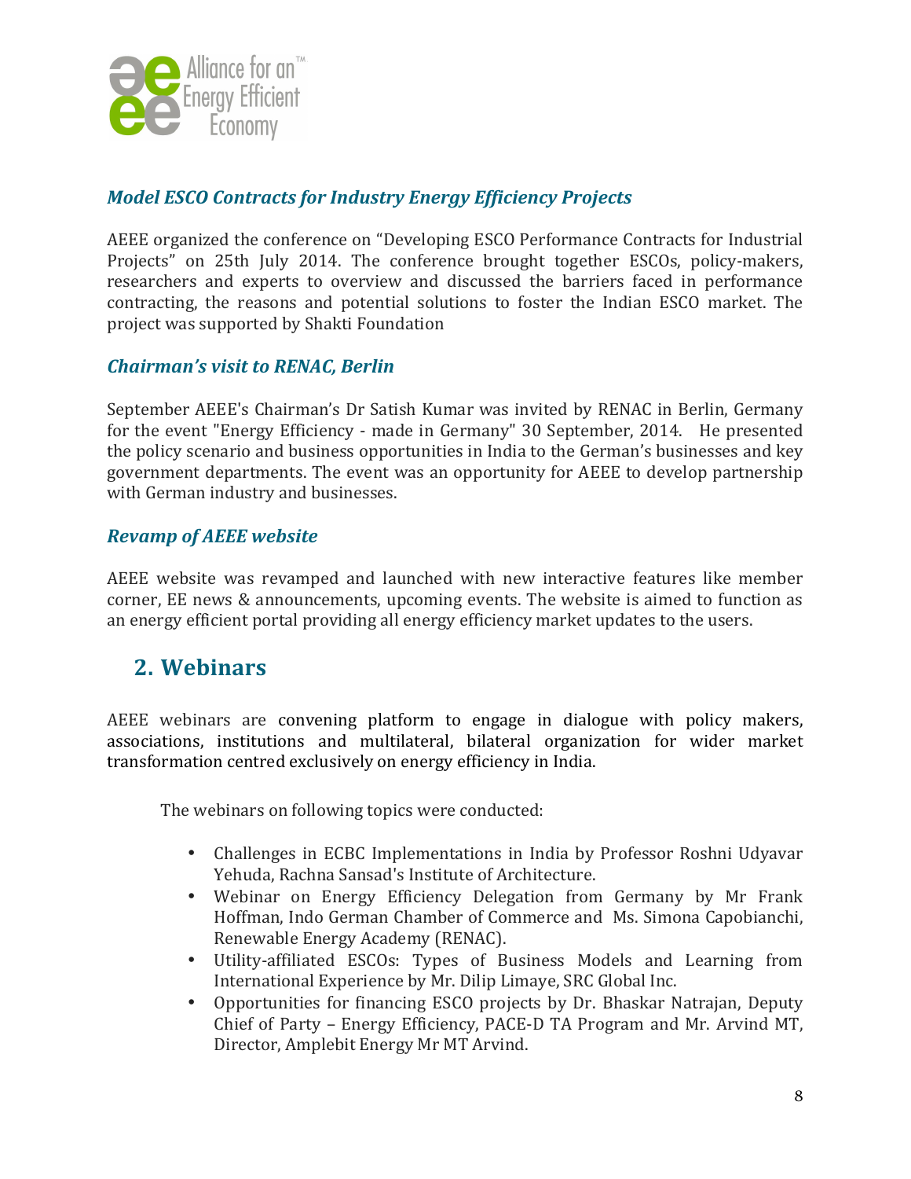### *Model ESCO Contracts for Industry Energy Efficiency Projects*

AEEE organized the conference on "Developing ESCO Performance Contracts for Industrial Projects" on 25th July 2014. The conference brought together ESCOs, policy-makers, researchers and experts to overview and discussed the barriers faced in performance contracting, the reasons and potential solutions to foster the Indian ESCO market. The project was supported by Shakti Foundation

### *Chairman's visit to RENAC, Berlin*

September AEEE's Chairman's Dr Satish Kumar was invited by RENAC in Berlin, Germany for the event "Energy Efficiency - made in Germany" 30 September, 2014. He presented the policy scenario and business opportunities in India to the German's businesses and key government departments. The event was an opportunity for AEEE to develop partnership with German industry and businesses.

### *Revamp of AEEE website*

AEEE website was revamped and launched with new interactive features like member corner, EE news & announcements, upcoming events. The website is aimed to function as an energy efficient portal providing all energy efficiency market updates to the users.

## 2. Webinars

AEEE webinars are convening platform to engage in dialogue with policy makers, associations, institutions and multilateral, bilateral organization for wider market transformation centred exclusively on energy efficiency in India.

The webinars on following topics were conducted:

- Challenges in ECBC Implementations in India by Professor Roshni Udyavar Yehuda, Rachna Sansad's Institute of Architecture.
- Webinar on Energy Efficiency Delegation from Germany by Mr Frank Hoffman, Indo German Chamber of Commerce and Ms. Simona Capobianchi, Renewable Energy Academy (RENAC).
- Utility-affiliated ESCOs: Types of Business Models and Learning from International Experience by Mr. Dilip Limaye, SRC Global Inc.
- Opportunities for financing ESCO projects by Dr. Bhaskar Natrajan, Deputy Chief of Party – Energy Efficiency, PACE-D TA Program and Mr. Arvind MT, Director, Amplebit Energy Mr MT Arvind.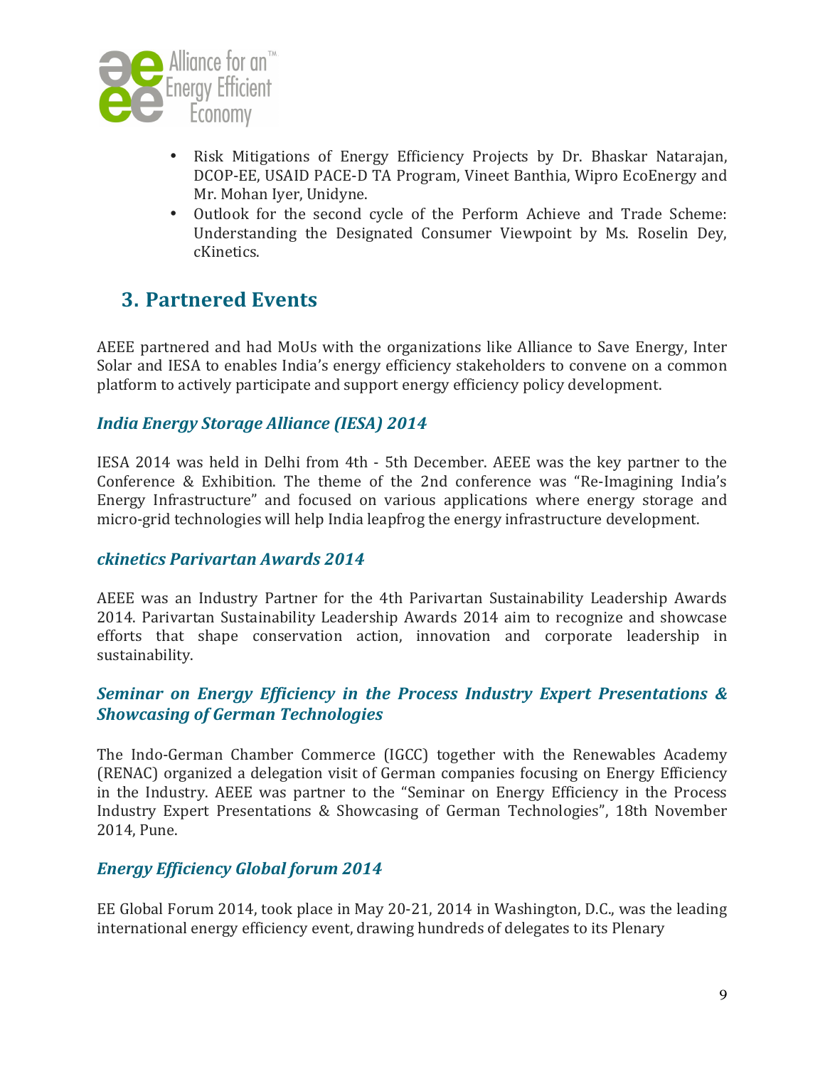- Risk Mitigations of Energy Efficiency Projects by Dr. Bhaskar Natarajan, DCOP-EE, USAID PACE-D TA Program, Vineet Banthia, Wipro EcoEnergy and Mr. Mohan Iyer, Unidyne.
- Outlook for the second cycle of the Perform Achieve and Trade Scheme: Understanding the Designated Consumer Viewpoint by Ms. Roselin Dey, cKinetics.

## 3. Partnered Events

AEEE partnered and had MoUs with the organizations like Alliance to Save Energy, Inter Solar and IESA to enables India's energy efficiency stakeholders to convene on a common platform to actively participate and support energy efficiency policy development.

### *India Energy Storage Alliance (IESA) 2014*

IESA 2014 was held in Delhi from 4th - 5th December. AEEE was the key partner to the Conference & Exhibition. The theme of the 2nd conference was "Re-Imagining India's Energy Infrastructure" and focused on various applications where energy storage and micro-grid technologies will help India leapfrog the energy infrastructure development.

### *ckinetics Parivartan Awards 2014*

AEEE was an Industry Partner for the 4th Parivartan Sustainability Leadership Awards 2014. Parivartan Sustainability Leadership Awards 2014 aim to recognize and showcase efforts that shape conservation action, innovation and corporate leadership in sustainability.

### *Seminar on Energy Efficiency in the Process Industry Expert Presentations & Showcasing of German Technologies*

The Indo-German Chamber Commerce (IGCC) together with the Renewables Academy (RENAC) organized a delegation visit of German companies focusing on Energy Efficiency in the Industry. AEEE was partner to the "Seminar on Energy Efficiency in the Process Industry Expert Presentations & Showcasing of German Technologies", 18th November 2014, Pune.

### *Energy Efficiency Global forum 2014*

EE Global Forum 2014, took place in May 20-21, 2014 in Washington, D.C., was the leading international energy efficiency event, drawing hundreds of delegates to its Plenary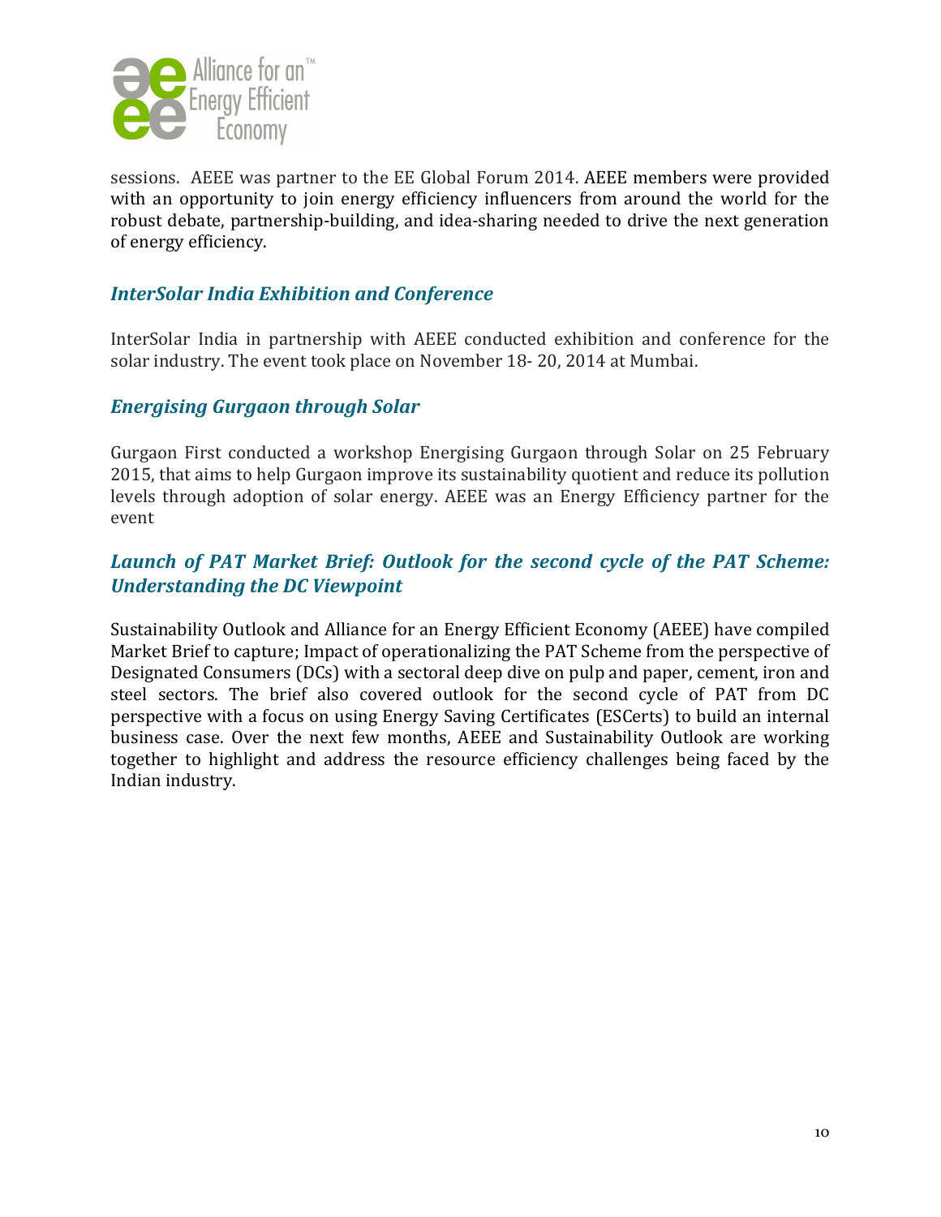sessions. AEEE was partner to the EE Global Forum 2014. AEEE members were provided with an opportunity to join energy efficiency influencers from around the world for the robust debate, partnership-building, and idea-sharing needed to drive the next generation of energy efficiency.

### *InterSolar India Exhibition and Conference*

InterSolar India in partnership with AEEE conducted exhibition and conference for the solar industry. The event took place on November 18- 20, 2014 at Mumbai.

### *Energising Gurgaon through Solar*

Gurgaon First conducted a workshop Energising Gurgaon through Solar on 25 February 2015, that aims to help Gurgaon improve its sustainability quotient and reduce its pollution levels through adoption of solar energy. AEEE was an Energy Efficiency partner for the event

### *Launch of PAT Market Brief: Outlook for the second cycle of the PAT Scheme: Understanding the DC Viewpoint*

Sustainability Outlook and Alliance for an Energy Efficient Economy (AEEE) have compiled Market Brief to capture; Impact of operationalizing the PAT Scheme from the perspective of Designated Consumers (DCs) with a sectoral deep dive on pulp and paper, cement, iron and steel sectors. The brief also covered outlook for the second cycle of PAT from DC perspective with a focus on using Energy Saving Certificates (ESCerts) to build an internal business case. Over the next few months, AEEE and Sustainability Outlook are working together to highlight and address the resource efficiency challenges being faced by the Indian industry.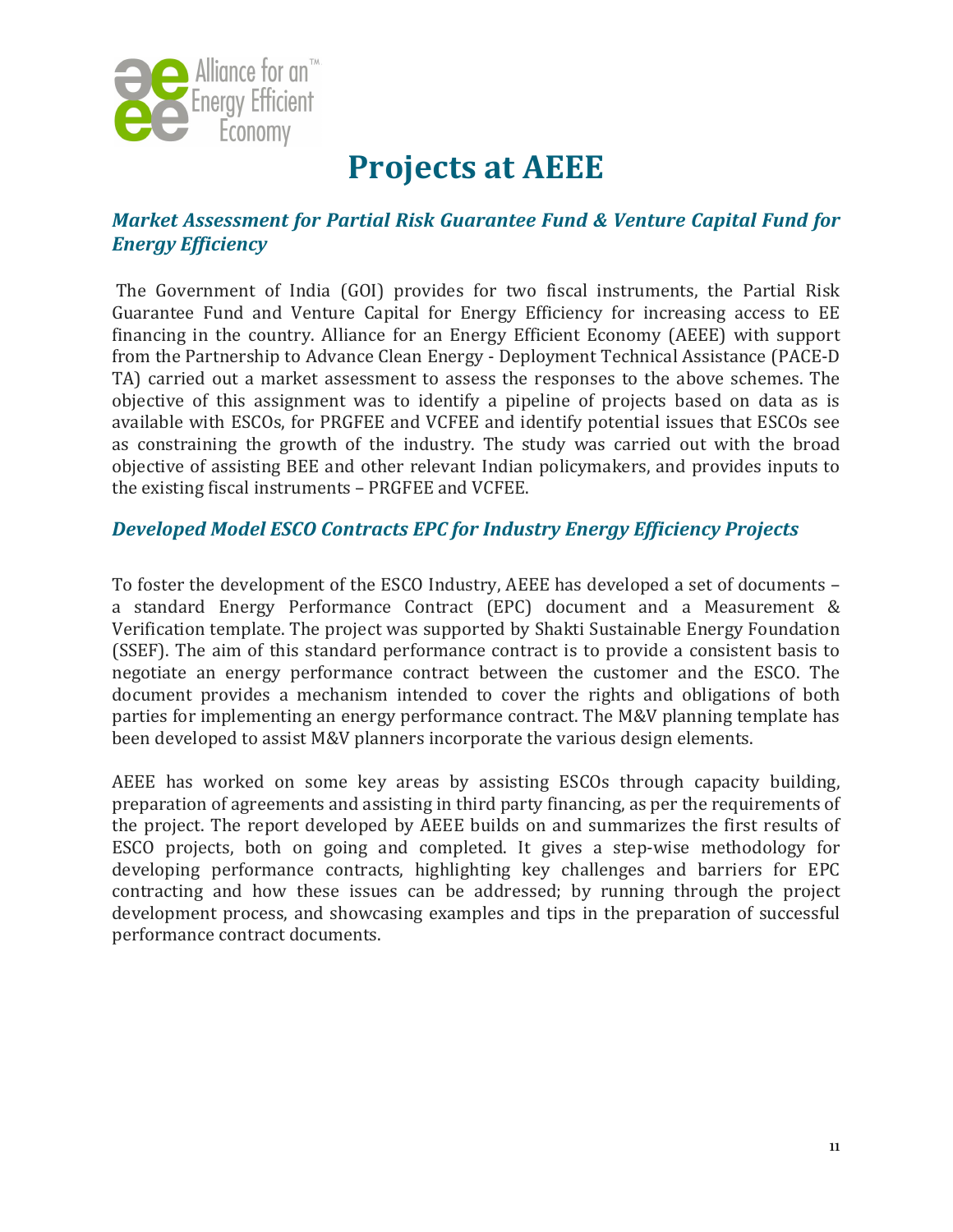# Projects at AEEE

## *Market Assessment for Partial Risk Guarantee Fund & Venture Capital Fund for Energy Efficiency*

The Government of India (GOI) provides for two fiscal instruments, the Partial Risk Guarantee Fund and Venture Capital for Energy Efficiency for increasing access to EE financing in the country. Alliance for an Energy Efficient Economy (AEEE) with support from the Partnership to Advance Clean Energy - Deployment Technical Assistance (PACE-D TA) carried out a market assessment to assess the responses to the above schemes. The objective of this assignment was to identify a pipeline of projects based on data as is available with ESCOs, for PRGFEE and VCFEE and identify potential issues that ESCOs see as constraining the growth of the industry. The study was carried out with the broad objective of assisting BEE and other relevant Indian policymakers, and provides inputs to the existing fiscal instruments – PRGFEE and VCFEE.

## *Developed Model ESCO Contracts EPC for Industry Energy Efficiency Projects*

To foster the development of the ESCO Industry, AEEE has developed a set of documents – a standard Energy Performance Contract (EPC) document and a Measurement & Verification template. The project was supported by Shakti Sustainable Energy Foundation (SSEF). The aim of this standard performance contract is to provide a consistent basis to negotiate an energy performance contract between the customer and the ESCO. The document provides a mechanism intended to cover the rights and obligations of both parties for implementing an energy performance contract. The M&V planning template has been developed to assist M&V planners incorporate the various design elements.

AEEE has worked on some key areas by assisting ESCOs through capacity building, preparation of agreements and assisting in third party financing, as per the requirements of the project. The report developed by AEEE builds on and summarizes the first results of ESCO projects, both on going and completed. It gives a step-wise methodology for developing performance contracts, highlighting key challenges and barriers for EPC contracting and how these issues can be addressed; by running through the project development process, and showcasing examples and tips in the preparation of successful performance contract documents.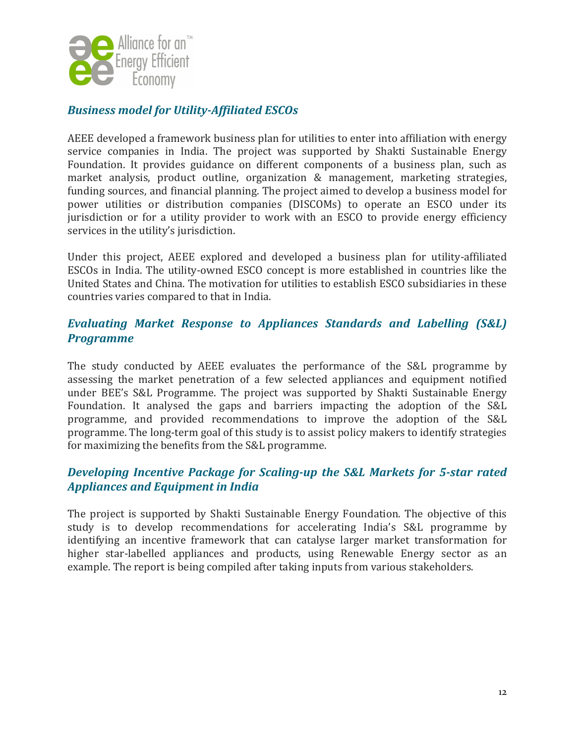### *Business model for Utility-Affiliated ESCOs*

AEEE developed a framework business plan for utilities to enter into affiliation with energy service companies in India. The project was supported by Shakti Sustainable Energy Foundation. It provides guidance on different components of a business plan, such as market analysis, product outline, organization & management, marketing strategies, funding sources, and financial planning. The project aimed to develop a business model for power utilities or distribution companies (DISCOMs) to operate an ESCO under its jurisdiction or for a utility provider to work with an ESCO to provide energy efficiency services in the utility's jurisdiction.

Under this project, AEEE explored and developed a business plan for utility-affiliated ESCOs in India. The utility-owned ESCO concept is more established in countries like the United States and China. The motivation for utilities to establish ESCO subsidiaries in these countries varies compared to that in India.

### *Evaluating Market Response to Appliances Standards and Labelling (S&L) Programme*

The study conducted by AEEE evaluates the performance of the S&L programme by assessing the market penetration of a few selected appliances and equipment notified under BEE's S&L Programme. The project was supported by Shakti Sustainable Energy Foundation. It analysed the gaps and barriers impacting the adoption of the S&L programme, and provided recommendations to improve the adoption of the S&L programme. The long-term goal of this study is to assist policy makers to identify strategies for maximizing the benefits from the S&L programme.

### *Developing Incentive Package for Scaling-up the S&L Markets for 5-star rated Appliances and Equipment in India*

The project is supported by Shakti Sustainable Energy Foundation. The objective of this study is to develop recommendations for accelerating India's S&L programme by identifying an incentive framework that can catalyse larger market transformation for higher star-labelled appliances and products, using Renewable Energy sector as an example. The report is being compiled after taking inputs from various stakeholders.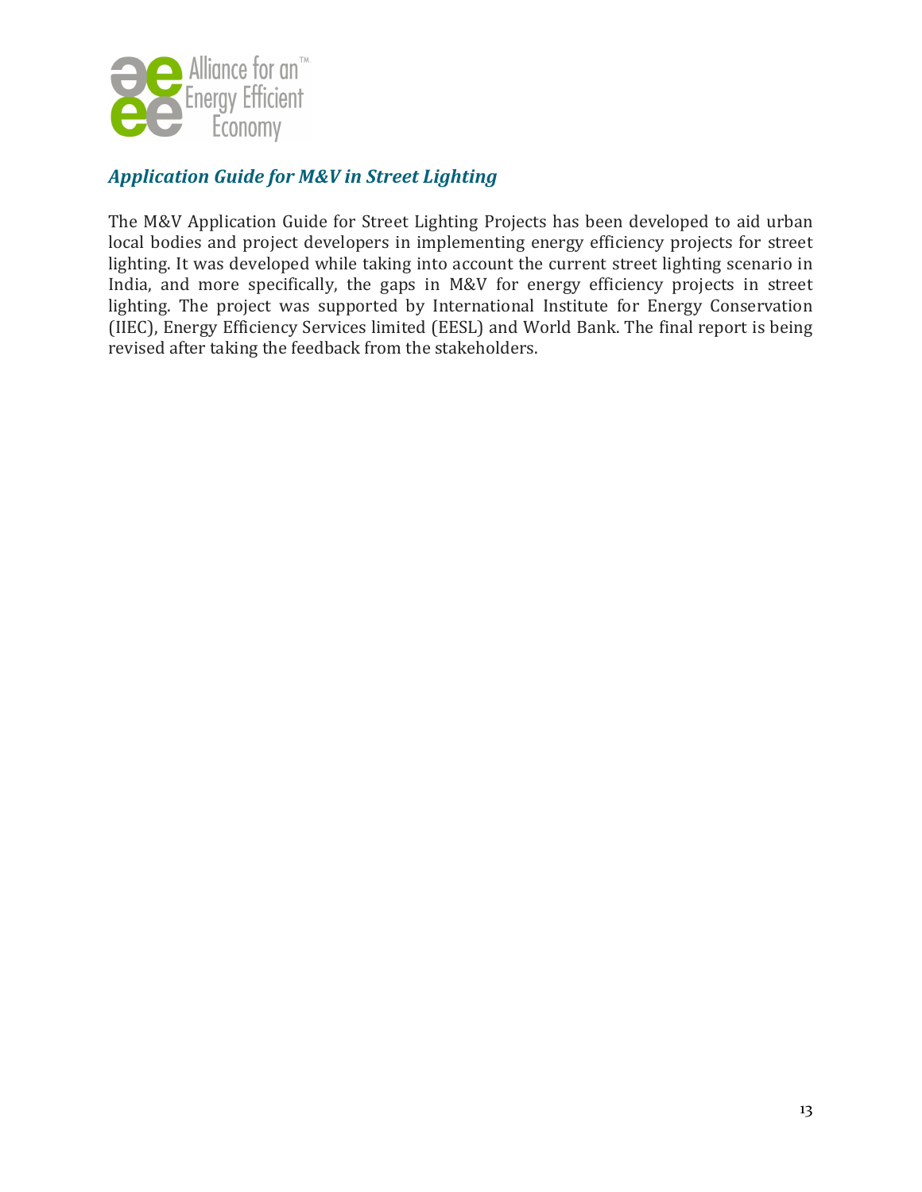### *Application Guide for M&V in Street Lighting*

The M&V Application Guide for Street Lighting Projects has been developed to aid urban local bodies and project developers in implementing energy efficiency projects for street lighting. It was developed while taking into account the current street lighting scenario in India, and more specifically, the gaps in M&V for energy efficiency projects in street lighting. The project was supported by International Institute for Energy Conservation (IIEC), Energy Efficiency Services limited (EESL) and World Bank. The final report is being revised after taking the feedback from the stakeholders.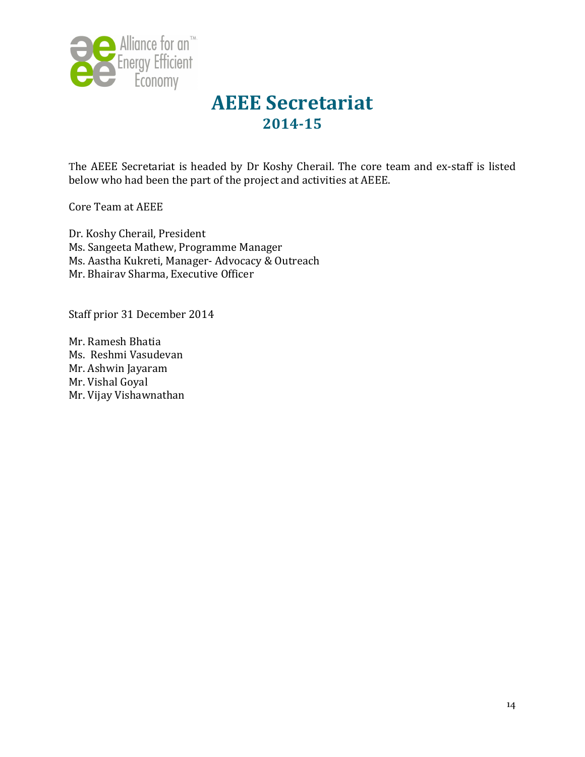# AEEE Secretariat

## 2014-15

The AEEE Secretariat is headed by Dr Koshy Cherail. The core team and ex-staff is listed below who had been the part of the project and activities at AEEE.

Core Team at AEEE

Dr. Koshy Cherail, President
Ms. Sangeeta Mathew, Programme Manager
Ms. Aastha Kukreti, Manager- Advocacy & Outreach
Mr. Bhairav Sharma, Executive Officer

Staff prior 31 December 2014

Mr. Ramesh Bhatia
Ms. Reshmi Vasudevan
Mr. Ashwin Jayaram
Mr. Vishal Goyal
Mr. Vijay Vishawnathan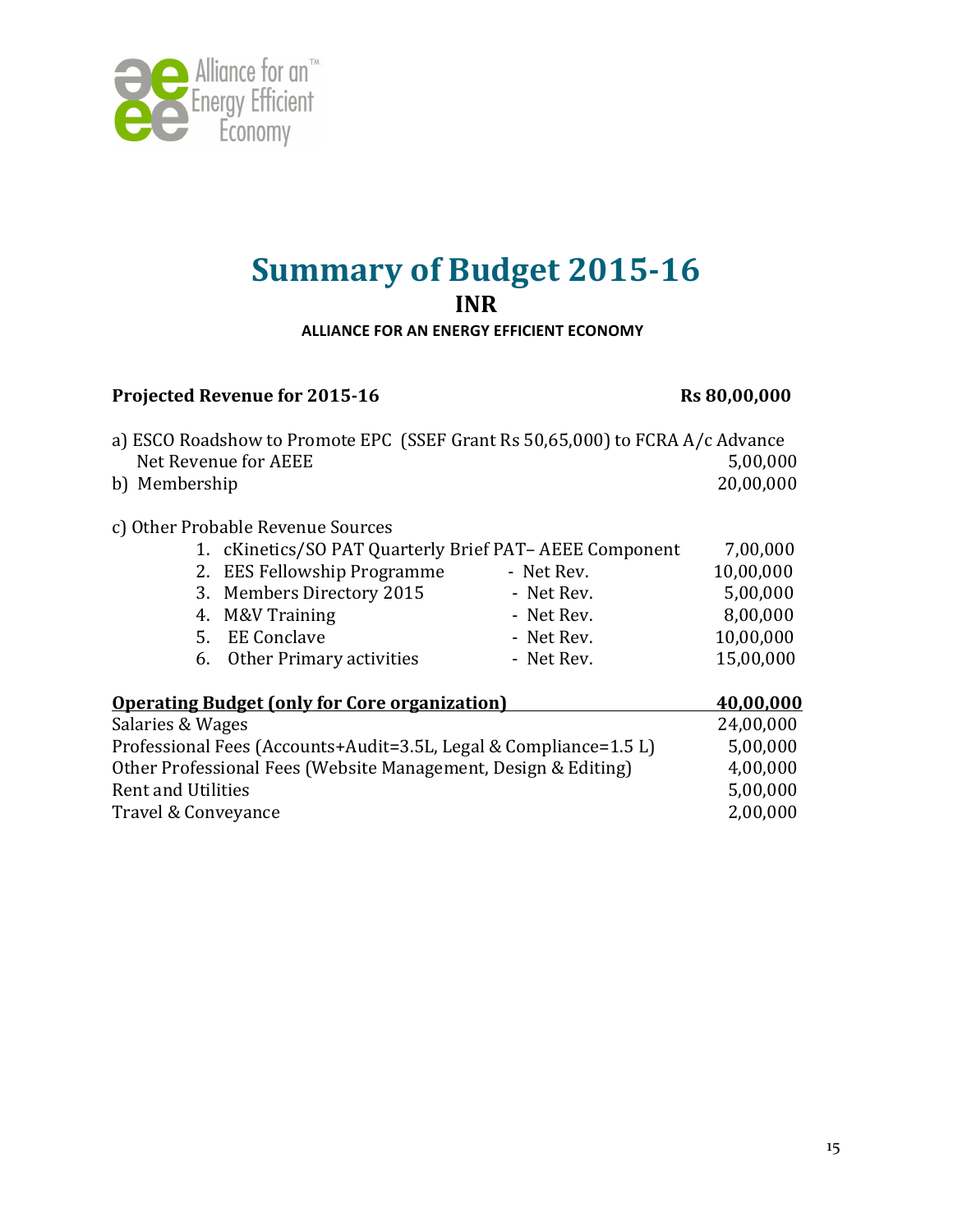# Summary of Budget 2015-16

## INR

**ALLIANCE FOR AN ENERGY EFFICIENT ECONOMY**

| | | |
|---|---|---|
| **Projected Revenue for 2015-16** | | **Rs 80,00,000** |
| a) ESCO Roadshow to Promote EPC (SSEF Grant Rs 50,65,000) to FCRA A/c Advance | | |
| Net Revenue for AEEE | | 5,00,000 |
| b) Membership | | 20,00,000 |
| c) Other Probable Revenue Sources | | |
| 1. cKinetics/SO PAT Quarterly Brief PAT– AEEE Component | | 7,00,000 |
| 2. EES Fellowship Programme | - Net Rev. | 10,00,000 |
| 3. Members Directory 2015 | - Net Rev. | 5,00,000 |
| 4. M&V Training | - Net Rev. | 8,00,000 |
| 5. EE Conclave | - Net Rev. | 10,00,000 |
| 6. Other Primary activities | - Net Rev. | 15,00,000 |

| | |
|---|---|
| **Operating Budget (only for Core organization)** | **40,00,000** |
| Salaries & Wages | 24,00,000 |
| Professional Fees (Accounts+Audit=3.5L, Legal & Compliance=1.5 L) | 5,00,000 |
| Other Professional Fees (Website Management, Design & Editing) | 4,00,000 |
| Rent and Utilities | 5,00,000 |
| Travel & Conveyance | 2,00,000 |